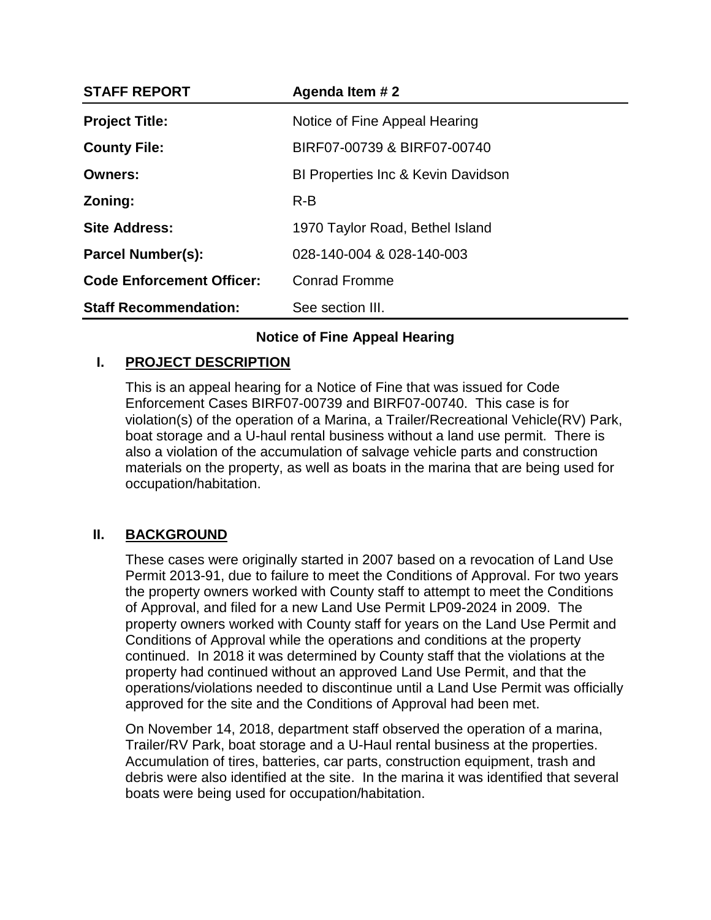| STAFF REPORT | Agenda Item # 2 |
| --- | --- |
| **Project Title:** | Notice of Fine Appeal Hearing |
| **County File:** | BIRF07-00739 & BIRF07-00740 |
| **Owners:** | BI Properties Inc & Kevin Davidson |
| **Zoning:** | R-B |
| **Site Address:** | 1970 Taylor Road, Bethel Island |
| **Parcel Number(s):** | 028-140-004 & 028-140-003 |
| **Code Enforcement Officer:** | Conrad Fromme |
| **Staff Recommendation:** | See section III. |

**Notice of Fine Appeal Hearing**

## I. PROJECT DESCRIPTION

This is an appeal hearing for a Notice of Fine that was issued for Code Enforcement Cases BIRF07-00739 and BIRF07-00740. This case is for violation(s) of the operation of a Marina, a Trailer/Recreational Vehicle(RV) Park, boat storage and a U-haul rental business without a land use permit. There is also a violation of the accumulation of salvage vehicle parts and construction materials on the property, as well as boats in the marina that are being used for occupation/habitation.

## II. BACKGROUND

These cases were originally started in 2007 based on a revocation of Land Use Permit 2013-91, due to failure to meet the Conditions of Approval. For two years the property owners worked with County staff to attempt to meet the Conditions of Approval, and filed for a new Land Use Permit LP09-2024 in 2009. The property owners worked with County staff for years on the Land Use Permit and Conditions of Approval while the operations and conditions at the property continued. In 2018 it was determined by County staff that the violations at the property had continued without an approved Land Use Permit, and that the operations/violations needed to discontinue until a Land Use Permit was officially approved for the site and the Conditions of Approval had been met.

On November 14, 2018, department staff observed the operation of a marina, Trailer/RV Park, boat storage and a U-Haul rental business at the properties. Accumulation of tires, batteries, car parts, construction equipment, trash and debris were also identified at the site. In the marina it was identified that several boats were being used for occupation/habitation.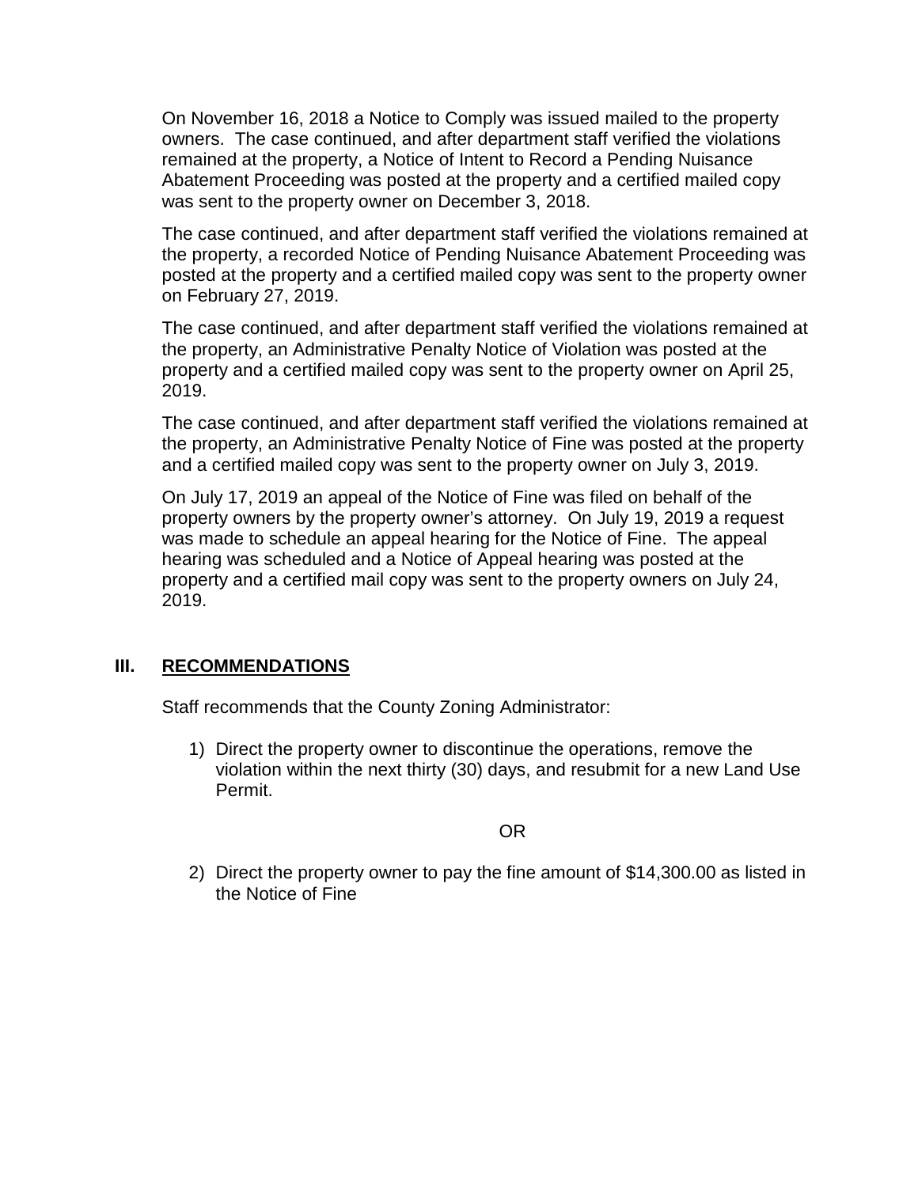On November 16, 2018 a Notice to Comply was issued mailed to the property owners. The case continued, and after department staff verified the violations remained at the property, a Notice of Intent to Record a Pending Nuisance Abatement Proceeding was posted at the property and a certified mailed copy was sent to the property owner on December 3, 2018.

The case continued, and after department staff verified the violations remained at the property, a recorded Notice of Pending Nuisance Abatement Proceeding was posted at the property and a certified mailed copy was sent to the property owner on February 27, 2019.

The case continued, and after department staff verified the violations remained at the property, an Administrative Penalty Notice of Violation was posted at the property and a certified mailed copy was sent to the property owner on April 25, 2019.

The case continued, and after department staff verified the violations remained at the property, an Administrative Penalty Notice of Fine was posted at the property and a certified mailed copy was sent to the property owner on July 3, 2019.

On July 17, 2019 an appeal of the Notice of Fine was filed on behalf of the property owners by the property owner's attorney. On July 19, 2019 a request was made to schedule an appeal hearing for the Notice of Fine. The appeal hearing was scheduled and a Notice of Appeal hearing was posted at the property and a certified mail copy was sent to the property owners on July 24, 2019.

## III. RECOMMENDATIONS

Staff recommends that the County Zoning Administrator:

1) Direct the property owner to discontinue the operations, remove the violation within the next thirty (30) days, and resubmit for a new Land Use Permit.

OR

2) Direct the property owner to pay the fine amount of $14,300.00 as listed in the Notice of Fine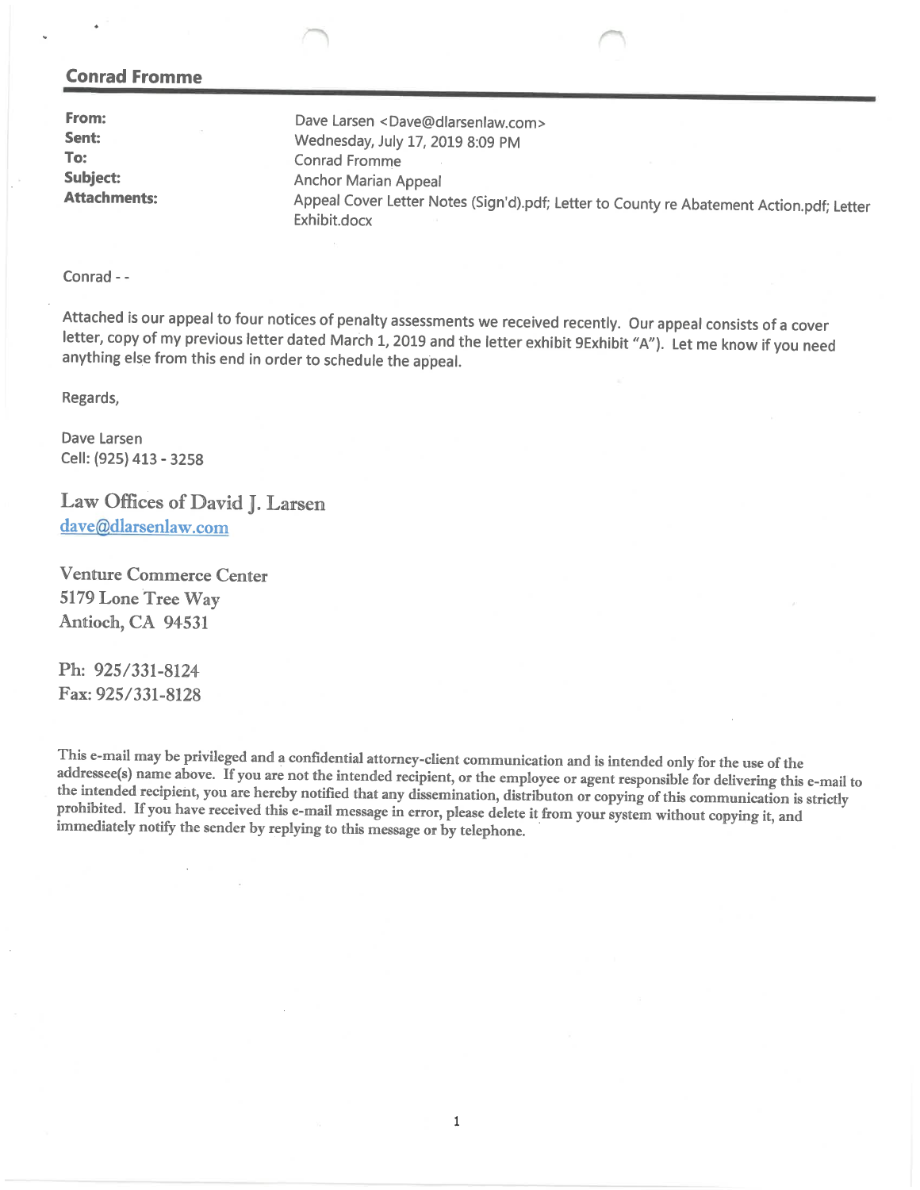## Conrad Fromme

| | |
|---|---|
| **From:** | Dave Larsen <Dave@dlarsenlaw.com> |
| **Sent:** | Wednesday, July 17, 2019 8:09 PM |
| **To:** | Conrad Fromme |
| **Subject:** | Anchor Marian Appeal |
| **Attachments:** | Appeal Cover Letter Notes (Sign'd).pdf; Letter to County re Abatement Action.pdf; Letter Exhibit.docx |

Conrad - -

Attached is our appeal to four notices of penalty assessments we received recently. Our appeal consists of a cover letter, copy of my previous letter dated March 1, 2019 and the letter exhibit 9Exhibit "A"). Let me know if you need anything else from this end in order to schedule the appeal.

Regards,

Dave Larsen
Cell: (925) 413 - 3258

Law Offices of David J. Larsen
dave@dlarsenlaw.com

Venture Commerce Center
5179 Lone Tree Way
Antioch, CA 94531

Ph: 925/331-8124
Fax: 925/331-8128

This e-mail may be privileged and a confidential attorney-client communication and is intended only for the use of the addressee(s) name above. If you are not the intended recipient, or the employee or agent responsible for delivering this e-mail to the intended recipient, you are hereby notified that any dissemination, distributon or copying of this communication is strictly prohibited. If you have received this e-mail message in error, please delete it from your system without copying it, and immediately notify the sender by replying to this message or by telephone.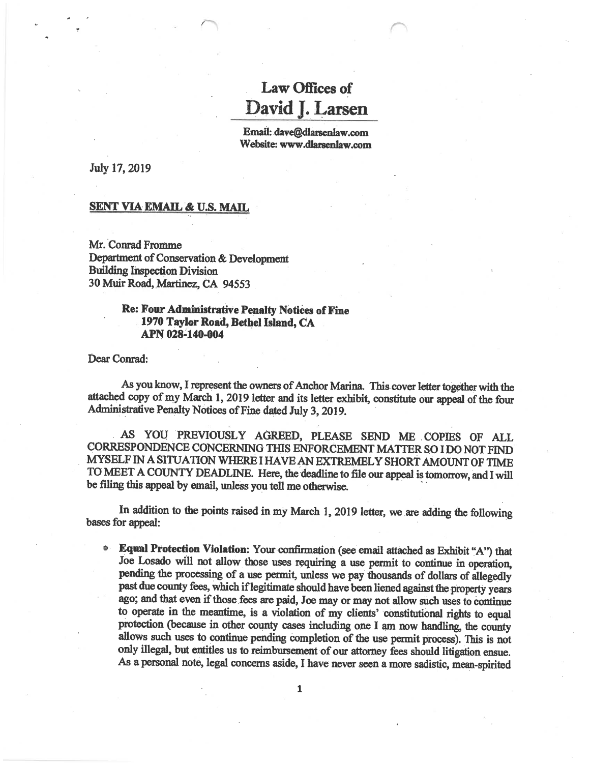# Law Offices of
# David J. Larsen

**Email: dave@dlarsenlaw.com**
**Website: www.dlarsenlaw.com**

July 17, 2019

**SENT VIA EMAIL & U.S. MAIL**

Mr. Conrad Fromme
Department of Conservation & Development
Building Inspection Division
30 Muir Road, Martinez, CA 94553

> **Re: Four Administrative Penalty Notices of Fine**
> **1970 Taylor Road, Bethel Island, CA**
> **APN 028-140-004**

Dear Conrad:

As you know, I represent the owners of Anchor Marina. This cover letter together with the attached copy of my March 1, 2019 letter and its letter exhibit, constitute our appeal of the four Administrative Penalty Notices of Fine dated July 3, 2019.

AS YOU PREVIOUSLY AGREED, PLEASE SEND ME COPIES OF ALL CORRESPONDENCE CONCERNING THIS ENFORCEMENT MATTER SO I DO NOT FIND MYSELF IN A SITUATION WHERE I HAVE AN EXTREMELY SHORT AMOUNT OF TIME TO MEET A COUNTY DEADLINE. Here, the deadline to file our appeal is tomorrow, and I will be filing this appeal by email, unless you tell me otherwise.

In addition to the points raised in my March 1, 2019 letter, we are adding the following bases for appeal:

- **Equal Protection Violation:** Your confirmation (see email attached as Exhibit "A") that Joe Losado will not allow those uses requiring a use permit to continue in operation, pending the processing of a use permit, unless we pay thousands of dollars of allegedly past due county fees, which if legitimate should have been liened against the property years ago; and that even if those fees are paid, Joe may or may not allow such uses to continue to operate in the meantime, is a violation of my clients' constitutional rights to equal protection (because in other county cases including one I am now handling, the county allows such uses to continue pending completion of the use permit process). This is not only illegal, but entitles us to reimbursement of our attorney fees should litigation ensue. As a personal note, legal concerns aside, I have never seen a more sadistic, mean-spirited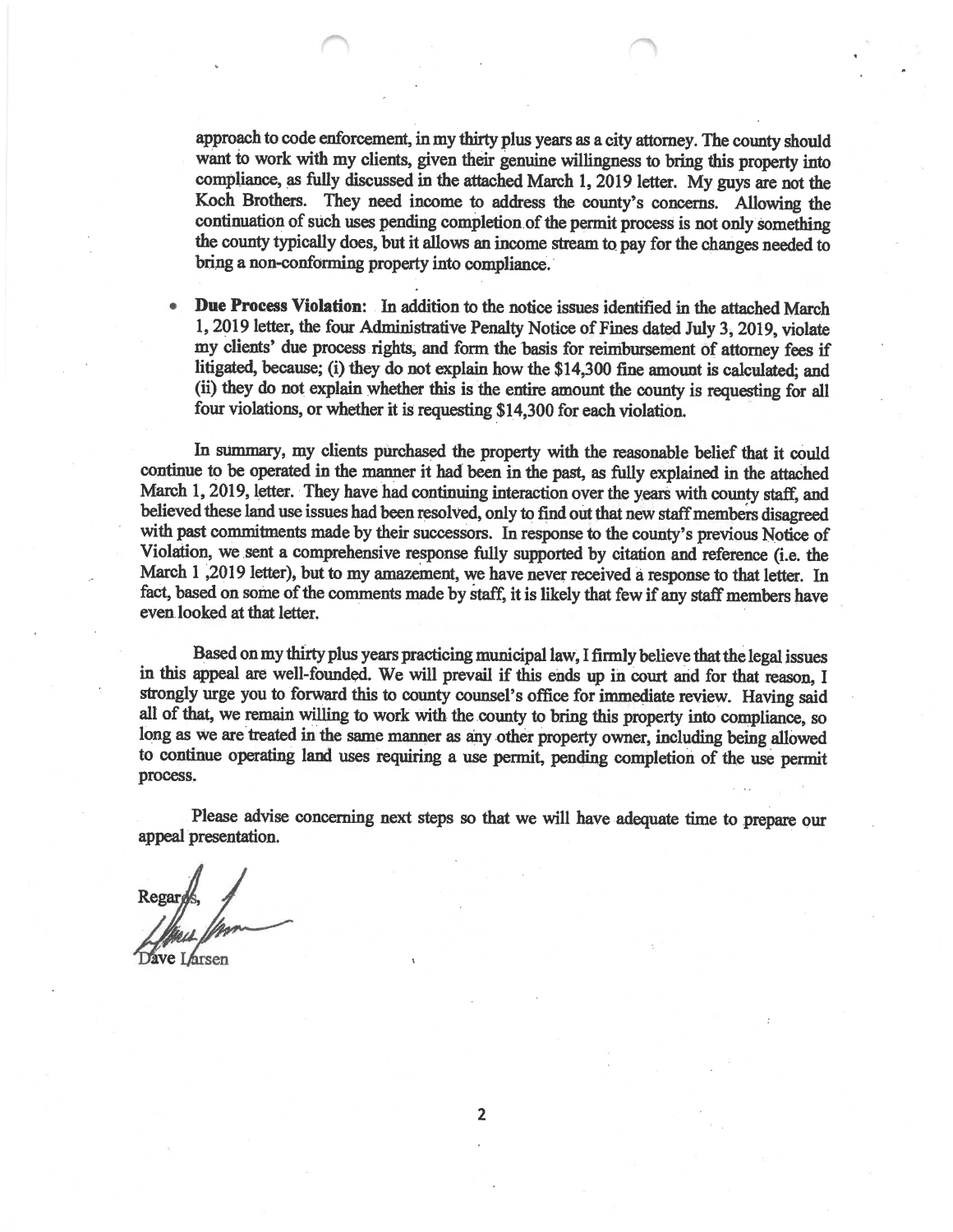approach to code enforcement, in my thirty plus years as a city attorney. The county should want to work with my clients, given their genuine willingness to bring this property into compliance, as fully discussed in the attached March 1, 2019 letter. My guys are not the Koch Brothers. They need income to address the county's concerns. Allowing the continuation of such uses pending completion of the permit process is not only something the county typically does, but it allows an income stream to pay for the changes needed to bring a non-conforming property into compliance.

- **Due Process Violation:** In addition to the notice issues identified in the attached March 1, 2019 letter, the four Administrative Penalty Notice of Fines dated July 3, 2019, violate my clients' due process rights, and form the basis for reimbursement of attorney fees if litigated, because; (i) they do not explain how the $14,300 fine amount is calculated; and (ii) they do not explain whether this is the entire amount the county is requesting for all four violations, or whether it is requesting $14,300 for each violation.

In summary, my clients purchased the property with the reasonable belief that it could continue to be operated in the manner it had been in the past, as fully explained in the attached March 1, 2019, letter. They have had continuing interaction over the years with county staff, and believed these land use issues had been resolved, only to find out that new staff members disagreed with past commitments made by their successors. In response to the county's previous Notice of Violation, we sent a comprehensive response fully supported by citation and reference (i.e. the March 1 ,2019 letter), but to my amazement, we have never received a response to that letter. In fact, based on some of the comments made by staff, it is likely that few if any staff members have even looked at that letter.

Based on my thirty plus years practicing municipal law, I firmly believe that the legal issues in this appeal are well-founded. We will prevail if this ends up in court and for that reason, I strongly urge you to forward this to county counsel's office for immediate review. Having said all of that, we remain willing to work with the county to bring this property into compliance, so long as we are treated in the same manner as any other property owner, including being allowed to continue operating land uses requiring a use permit, pending completion of the use permit process.

Please advise concerning next steps so that we will have adequate time to prepare our appeal presentation.

Regards,

Dave Larsen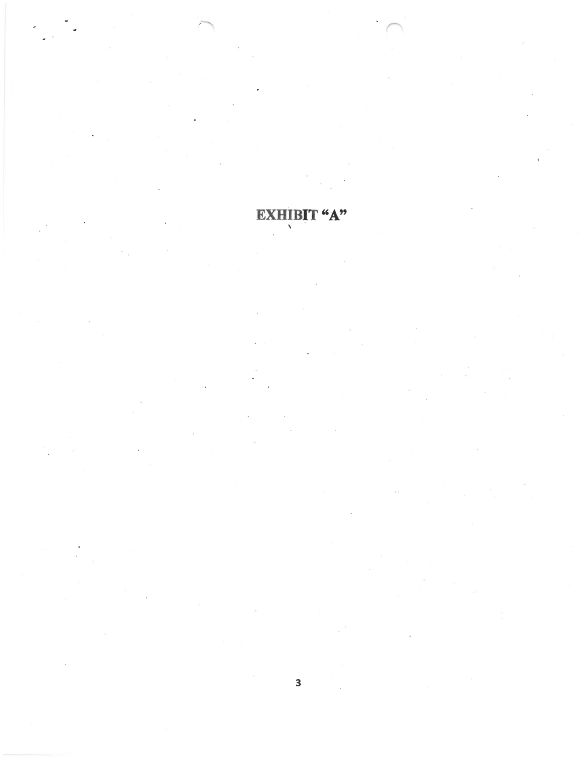# EXHIBIT "A"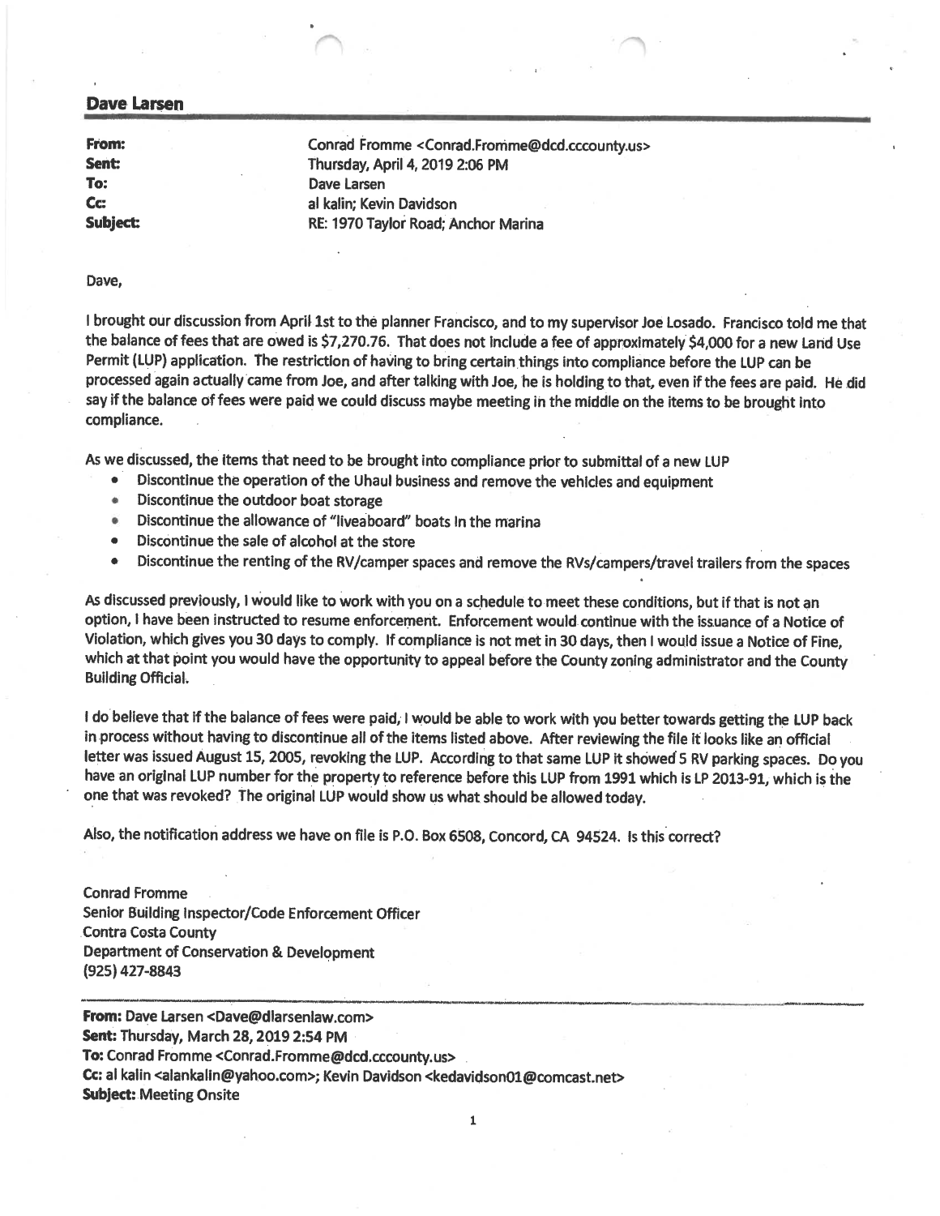**Dave Larsen**

---

**From:** Conrad Fromme <Conrad.Fromme@dcd.cccounty.us>
**Sent:** Thursday, April 4, 2019 2:06 PM
**To:** Dave Larsen
**Cc:** al kalin; Kevin Davidson
**Subject:** RE: 1970 Taylor Road; Anchor Marina

Dave,

I brought our discussion from April 1st to the planner Francisco, and to my supervisor Joe Losado. Francisco told me that the balance of fees that are owed is $7,270.76. That does not include a fee of approximately $4,000 for a new Land Use Permit (LUP) application. The restriction of having to bring certain things into compliance before the LUP can be processed again actually came from Joe, and after talking with Joe, he is holding to that, even if the fees are paid. He did say if the balance of fees were paid we could discuss maybe meeting in the middle on the items to be brought into compliance.

As we discussed, the items that need to be brought into compliance prior to submittal of a new LUP

- Discontinue the operation of the Uhaul business and remove the vehicles and equipment
- Discontinue the outdoor boat storage
- Discontinue the allowance of "liveaboard" boats in the marina
- Discontinue the sale of alcohol at the store
- Discontinue the renting of the RV/camper spaces and remove the RVs/campers/travel trailers from the spaces

As discussed previously, I would like to work with you on a schedule to meet these conditions, but if that is not an option, I have been instructed to resume enforcement. Enforcement would continue with the issuance of a Notice of Violation, which gives you 30 days to comply. If compliance is not met in 30 days, then I would issue a Notice of Fine, which at that point you would have the opportunity to appeal before the County zoning administrator and the County Building Official.

I do believe that if the balance of fees were paid, I would be able to work with you better towards getting the LUP back in process without having to discontinue all of the items listed above. After reviewing the file it looks like an official letter was issued August 15, 2005, revoking the LUP. According to that same LUP it showed 5 RV parking spaces. Do you have an original LUP number for the property to reference before this LUP from 1991 which is LP 2013-91, which is the one that was revoked? The original LUP would show us what should be allowed today.

Also, the notification address we have on file is P.O. Box 6508, Concord, CA 94524. Is this correct?

Conrad Fromme
Senior Building Inspector/Code Enforcement Officer
Contra Costa County
Department of Conservation & Development
(925) 427-8843

---

**From:** Dave Larsen <Dave@dlarsenlaw.com>
**Sent:** Thursday, March 28, 2019 2:54 PM
**To:** Conrad Fromme <Conrad.Fromme@dcd.cccounty.us>
**Cc:** al kalin <alankalin@yahoo.com>; Kevin Davidson <kedavidson01@comcast.net>
**Subject:** Meeting Onsite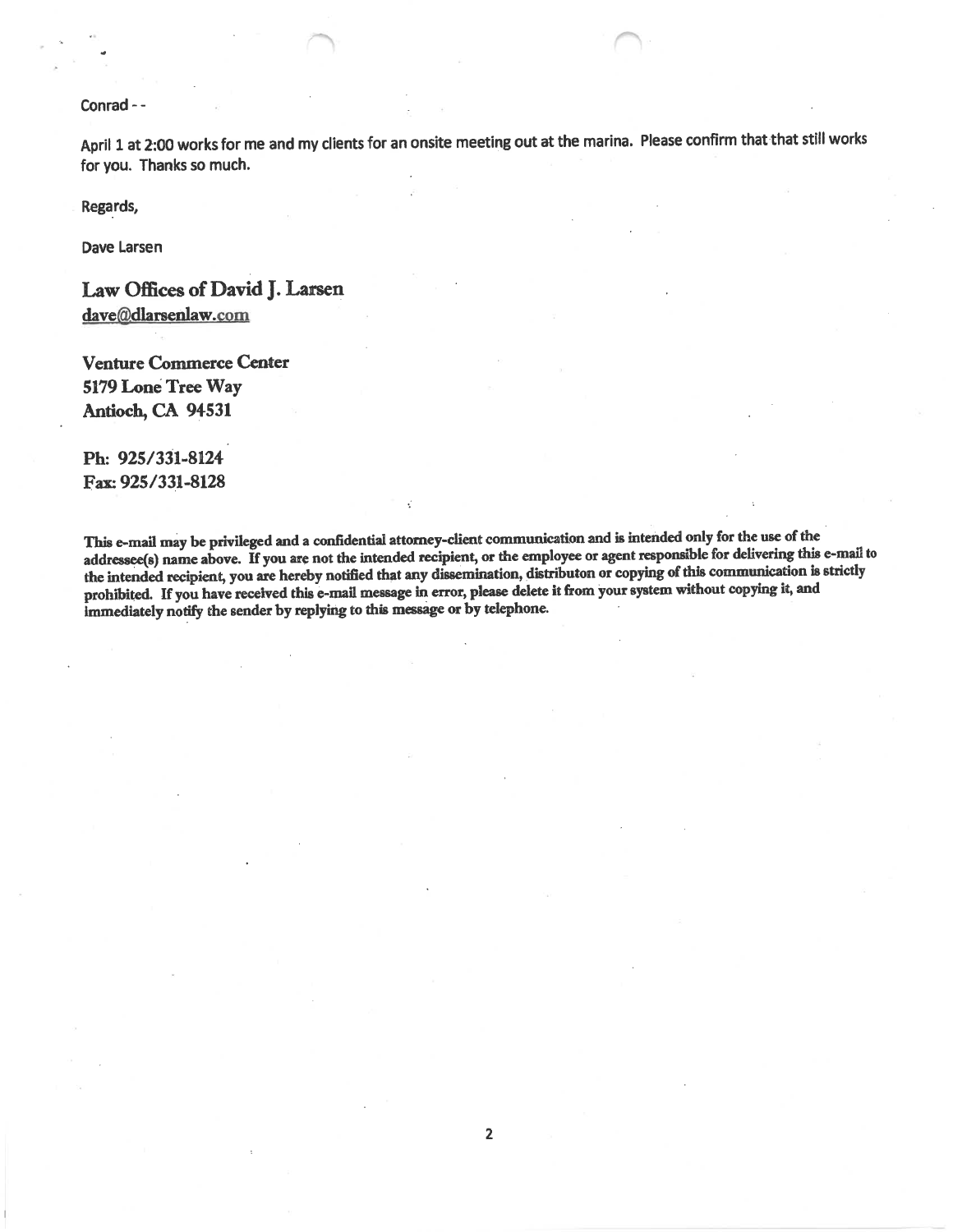Conrad - -

April 1 at 2:00 works for me and my clients for an onsite meeting out at the marina. Please confirm that that still works for you. Thanks so much.

Regards,

Dave Larsen

**Law Offices of David J. Larsen**
dave@dlarsenlaw.com

**Venture Commerce Center**
**5179 Lone Tree Way**
**Antioch, CA 94531**

**Ph: 925/331-8124**
**Fax: 925/331-8128**

**This e-mail may be privileged and a confidential attorney-client communication and is intended only for the use of the addressee(s) name above. If you are not the intended recipient, or the employee or agent responsible for delivering this e-mail to the intended recipient, you are hereby notified that any dissemination, distributon or copying of this communication is strictly prohibited. If you have received this e-mail message in error, please delete it from your system without copying it, and immediately notify the sender by replying to this message or by telephone.**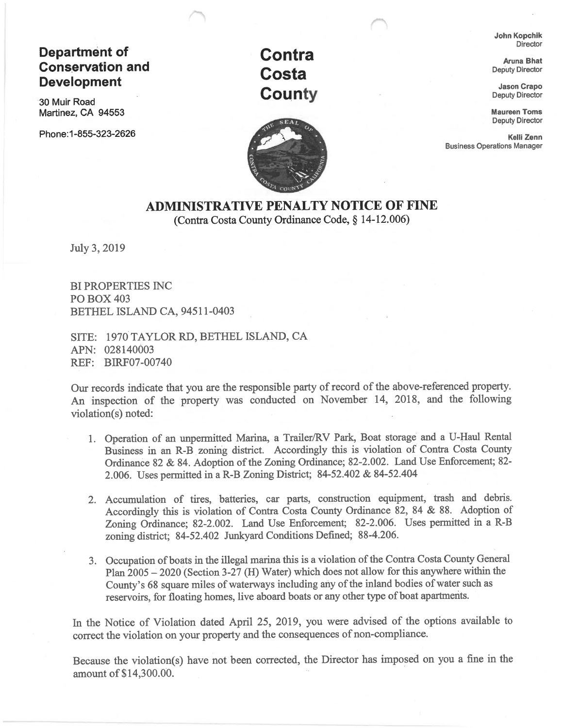**Department of Conservation and Development**

30 Muir Road
Martinez, CA 94553

Phone:1-855-323-2626

# Contra Costa County

**John Kopchik**
Director

**Aruna Bhat**
Deputy Director

**Jason Crapo**
Deputy Director

**Maureen Toms**
Deputy Director

**Kelli Zenn**
Business Operations Manager

## ADMINISTRATIVE PENALTY NOTICE OF FINE

(Contra Costa County Ordinance Code, § 14-12.006)

July 3, 2019

BI PROPERTIES INC
PO BOX 403
BETHEL ISLAND CA, 94511-0403

SITE: 1970 TAYLOR RD, BETHEL ISLAND, CA
APN: 028140003
REF: BIRF07-00740

Our records indicate that you are the responsible party of record of the above-referenced property. An inspection of the property was conducted on November 14, 2018, and the following violation(s) noted:

1. Operation of an unpermitted Marina, a Trailer/RV Park, Boat storage and a U-Haul Rental Business in an R-B zoning district. Accordingly this is violation of Contra Costa County Ordinance 82 & 84. Adoption of the Zoning Ordinance; 82-2.002. Land Use Enforcement; 82-2.006. Uses permitted in a R-B Zoning District; 84-52.402 & 84-52.404

2. Accumulation of tires, batteries, car parts, construction equipment, trash and debris. Accordingly this is violation of Contra Costa County Ordinance 82, 84 & 88. Adoption of Zoning Ordinance; 82-2.002. Land Use Enforcement; 82-2.006. Uses permitted in a R-B zoning district; 84-52.402 Junkyard Conditions Defined; 88-4.206.

3. Occupation of boats in the illegal marina this is a violation of the Contra Costa County General Plan 2005 – 2020 (Section 3-27 (H) Water) which does not allow for this anywhere within the County's 68 square miles of waterways including any of the inland bodies of water such as reservoirs, for floating homes, live aboard boats or any other type of boat apartments.

In the Notice of Violation dated April 25, 2019, you were advised of the options available to correct the violation on your property and the consequences of non-compliance.

Because the violation(s) have not been corrected, the Director has imposed on you a fine in the amount of $14,300.00.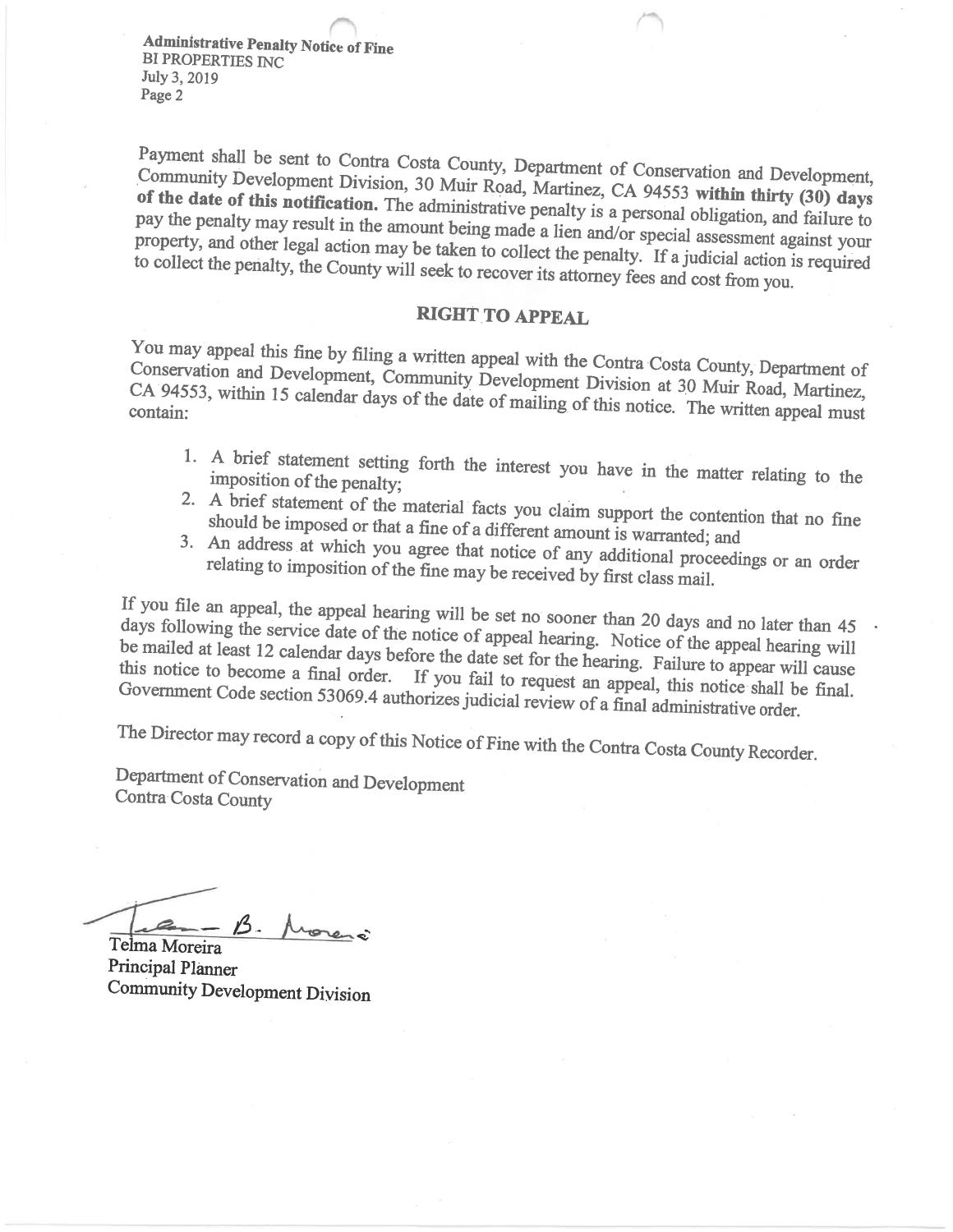Payment shall be sent to Contra Costa County, Department of Conservation and Development, Community Development Division, 30 Muir Road, Martinez, CA 94553 **within thirty (30) days of the date of this notification.** The administrative penalty is a personal obligation, and failure to pay the penalty may result in the amount being made a lien and/or special assessment against your property, and other legal action may be taken to collect the penalty. If a judicial action is required to collect the penalty, the County will seek to recover its attorney fees and cost from you.

## RIGHT TO APPEAL

You may appeal this fine by filing a written appeal with the Contra Costa County, Department of Conservation and Development, Community Development Division at 30 Muir Road, Martinez, CA 94553, within 15 calendar days of the date of mailing of this notice. The written appeal must contain:

1. A brief statement setting forth the interest you have in the matter relating to the imposition of the penalty;
2. A brief statement of the material facts you claim support the contention that no fine should be imposed or that a fine of a different amount is warranted; and
3. An address at which you agree that notice of any additional proceedings or an order relating to imposition of the fine may be received by first class mail.

If you file an appeal, the appeal hearing will be set no sooner than 20 days and no later than 45 days following the service date of the notice of appeal hearing. Notice of the appeal hearing will be mailed at least 12 calendar days before the date set for the hearing. Failure to appear will cause this notice to become a final order. If you fail to request an appeal, this notice shall be final. Government Code section 53069.4 authorizes judicial review of a final administrative order.

The Director may record a copy of this Notice of Fine with the Contra Costa County Recorder.

Department of Conservation and Development
Contra Costa County

Telma B. Moreira

Telma Moreira
Principal Planner
Community Development Division